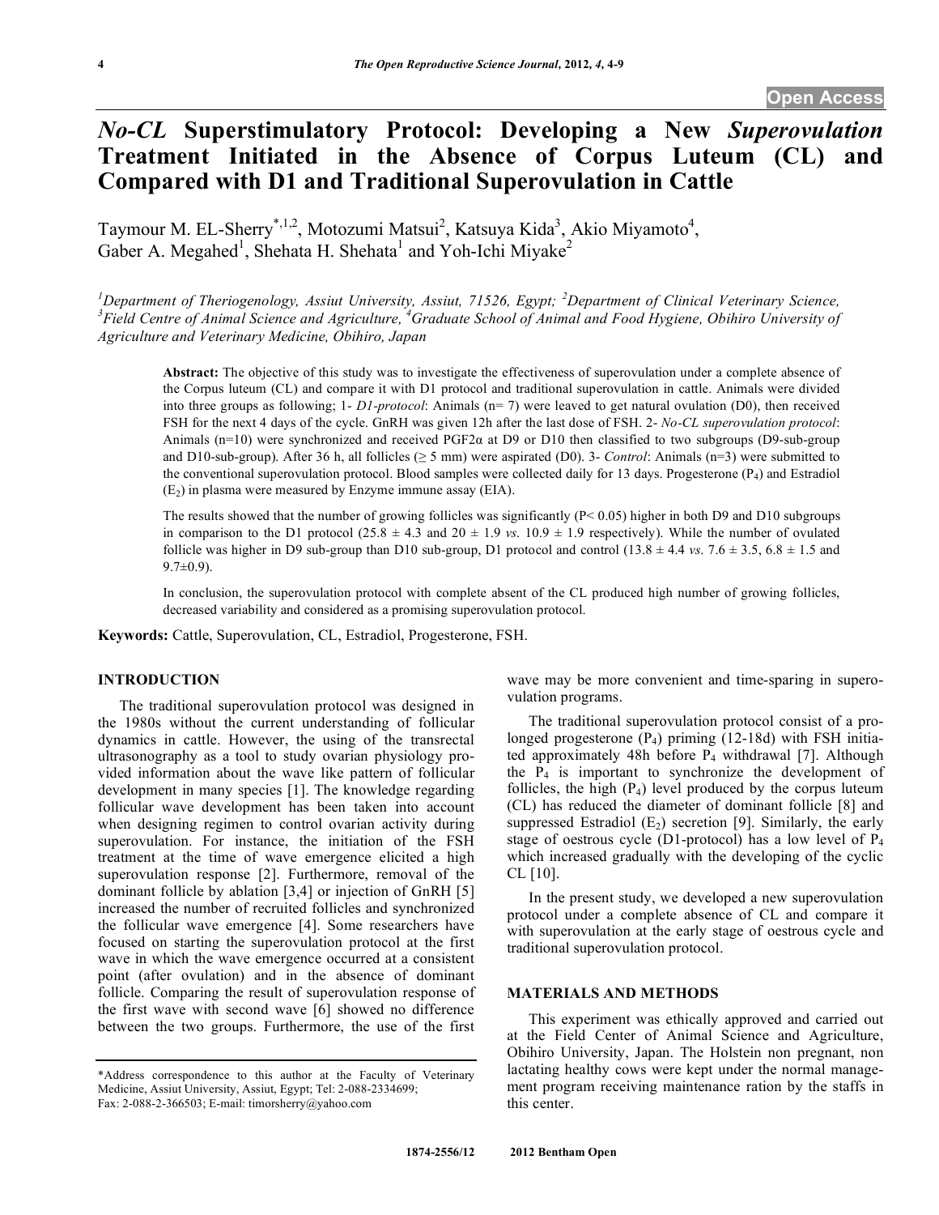# *No-CL* Superstimulatory Protocol: Developing a New *Superovulation* Treatment Initiated in the Absence of Corpus Luteum (CL) and Compared with D1 and Traditional Superovulation in Cattle

Taymour M. EL-Sherry[*,1,2], Motozumi Matsui[2], Katsuya Kida[3], Akio Miyamoto[4], Gaber A. Megahed[1], Shehata H. Shehata[1] and Yoh-Ichi Miyake[2]

[1]Department of Theriogenology, Assiut University, Assiut, 71526, Egypt; [2]Department of Clinical Veterinary Science, [3]Field Centre of Animal Science and Agriculture, [4]Graduate School of Animal and Food Hygiene, Obihiro University of Agriculture and Veterinary Medicine, Obihiro, Japan

**Abstract:** The objective of this study was to investigate the effectiveness of superovulation under a complete absence of the Corpus luteum (CL) and compare it with D1 protocol and traditional superovulation in cattle. Animals were divided into three groups as following; 1- *D1-protocol*: Animals (n= 7) were leaved to get natural ovulation (D0), then received FSH for the next 4 days of the cycle. GnRH was given 12h after the last dose of FSH. 2- *No-CL superovulation protocol*: Animals (n=10) were synchronized and received PGF2α at D9 or D10 then classified to two subgroups (D9-sub-group and D10-sub-group). After 36 h, all follicles (≥ 5 mm) were aspirated (D0). 3- *Control*: Animals (n=3) were submitted to the conventional superovulation protocol. Blood samples were collected daily for 13 days. Progesterone ($P_4$) and Estradiol ($E_2$) in plasma were measured by Enzyme immune assay (EIA).

The results showed that the number of growing follicles was significantly ($P< 0.05$) higher in both D9 and D10 subgroups in comparison to the D1 protocol (25.8 ± 4.3 and 20 ± 1.9 *vs.* 10.9 ± 1.9 respectively). While the number of ovulated follicle was higher in D9 sub-group than D10 sub-group, D1 protocol and control (13.8 ± 4.4 *vs.* 7.6 ± 3.5, 6.8 ± 1.5 and 9.7±0.9).

In conclusion, the superovulation protocol with complete absent of the CL produced high number of growing follicles, decreased variability and considered as a promising superovulation protocol.

**Keywords:** Cattle, Superovulation, CL, Estradiol, Progesterone, FSH.

## INTRODUCTION

The traditional superovulation protocol was designed in the 1980s without the current understanding of follicular dynamics in cattle. However, the using of the transrectal ultrasonography as a tool to study ovarian physiology provided information about the wave like pattern of follicular development in many species [1]. The knowledge regarding follicular wave development has been taken into account when designing regimen to control ovarian activity during superovulation. For instance, the initiation of the FSH treatment at the time of wave emergence elicited a high superovulation response [2]. Furthermore, removal of the dominant follicle by ablation [3,4] or injection of GnRH [5] increased the number of recruited follicles and synchronized the follicular wave emergence [4]. Some researchers have focused on starting the superovulation protocol at the first wave in which the wave emergence occurred at a consistent point (after ovulation) and in the absence of dominant follicle. Comparing the result of superovulation response of the first wave with second wave [6] showed no difference between the two groups. Furthermore, the use of the first wave may be more convenient and time-sparing in superovulation programs.

The traditional superovulation protocol consist of a prolonged progesterone ($P_4$) priming (12-18d) with FSH initiated approximately 48h before $P_4$ withdrawal [7]. Although the $P_4$ is important to synchronize the development of follicles, the high ($P_4$) level produced by the corpus luteum (CL) has reduced the diameter of dominant follicle [8] and suppressed Estradiol ($E_2$) secretion [9]. Similarly, the early stage of oestrous cycle (D1-protocol) has a low level of $P_4$ which increased gradually with the developing of the cyclic CL [10].

In the present study, we developed a new superovulation protocol under a complete absence of CL and compare it with superovulation at the early stage of oestrous cycle and traditional superovulation protocol.

## MATERIALS AND METHODS

This experiment was ethically approved and carried out at the Field Center of Animal Science and Agriculture, Obihiro University, Japan. The Holstein non pregnant, non lactating healthy cows were kept under the normal management program receiving maintenance ration by the staffs in this center.

*Address correspondence to this author at the Faculty of Veterinary Medicine, Assiut University, Assiut, Egypt; Tel: 2-088-2334699; Fax: 2-088-2-366503; E-mail: timorsherry@yahoo.com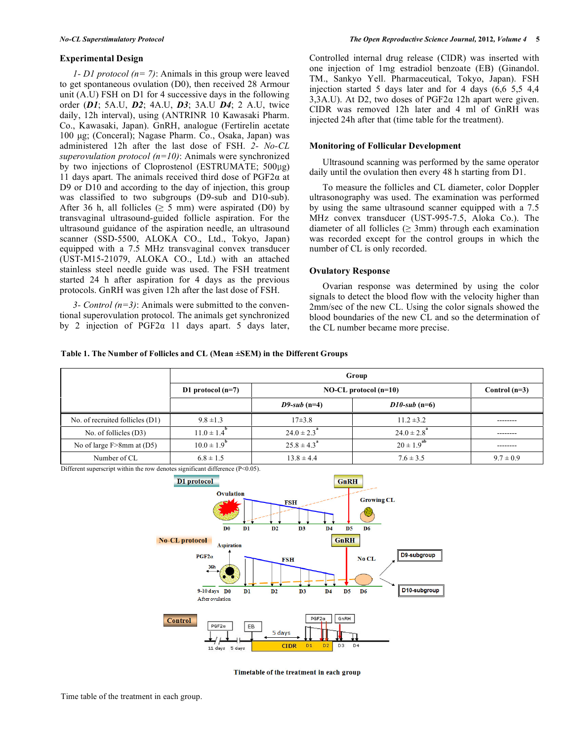### Experimental Design

*1- D1 protocol (n= 7)*: Animals in this group were leaved to get spontaneous ovulation (D0), then received 28 Armour unit (A.U) FSH on D1 for 4 successive days in the following order (***D1***; 5A.U, ***D2***; 4A.U, ***D3***; 3A.U ***D4***; 2 A.U, twice daily, 12h interval), using (ANTRINR 10 Kawasaki Pharm. Co., Kawasaki, Japan). GnRH, analogue (Fertirelin acetate 100 µg; (Conceral); Nagase Pharm. Co., Osaka, Japan) was administered 12h after the last dose of FSH. *2- No-CL superovulation protocol (n=10)*: Animals were synchronized by two injections of Cloprostenol (ESTRUMATE; 500µg) 11 days apart. The animals received third dose of PGF2α at D9 or D10 and according to the day of injection, this group was classified to two subgroups (D9-sub and D10-sub). After 36 h, all follicles (≥ 5 mm) were aspirated (D0) by transvaginal ultrasound-guided follicle aspiration. For the ultrasound guidance of the aspiration needle, an ultrasound scanner (SSD-5500, ALOKA CO., Ltd., Tokyo, Japan) equipped with a 7.5 MHz transvaginal convex transducer (UST-M15-21079, ALOKA CO., Ltd.) with an attached stainless steel needle guide was used. The FSH treatment started 24 h after aspiration for 4 days as the previous protocols. GnRH was given 12h after the last dose of FSH.

*3- Control (n=3)*: Animals were submitted to the conventional superovulation protocol. The animals get synchronized by 2 injection of PGF2α 11 days apart. 5 days later, Controlled internal drug release (CIDR) was inserted with one injection of 1mg estradiol benzoate (EB) (Ginandol. TM., Sankyo Yell. Pharmaceutical, Tokyo, Japan). FSH injection started 5 days later and for 4 days (6,6 5,5 4,4 3,3A.U). At D2, two doses of PGF2α 12h apart were given. CIDR was removed 12h later and 4 ml of GnRH was injected 24h after that (time table for the treatment).

### Monitoring of Follicular Development

Ultrasound scanning was performed by the same operator daily until the ovulation then every 48 h starting from D1.

To measure the follicles and CL diameter, color Doppler ultrasonography was used. The examination was performed by using the same ultrasound scanner equipped with a 7.5 MHz convex transducer (UST-995-7.5, Aloka Co.). The diameter of all follicles (≥ 3mm) through each examination was recorded except for the control groups in which the number of CL is only recorded.

### Ovulatory Response

Ovarian response was determined by using the color signals to detect the blood flow with the velocity higher than 2mm/sec of the new CL. Using the color signals showed the blood boundaries of the new CL and so the determination of the CL number became more precise.

**Table 1. The Number of Follicles and CL (Mean ±SEM) in the Different Groups**

| | Group | | | |
|---|---|---|---|---|
| | D1 protocol (n=7) | NO-CL protocol (n=10) | | Control (n=3) |
| | | *D9-sub* (n=4) | *D10-sub* (n=6) | |
| No. of recruited follicles (D1) | 9.8 ±1.3 | 17±3.8 | 11.2 ±3.2 | -------- |
| No. of follicles (D3) | 11.0 ± 1.4[b] | 24.0 ± 2.3[a] | 24.0 ± 2.8[a] | -------- |
| No of large F>8mm at (D5) | 10.0 ± 1.9[b] | 25.8 ± 4.3[a] | 20 ± 1.9[ab] | -------- |
| Number of CL | 6.8 ± 1.5 | 13.8 ± 4.4 | 7.6 ± 3.5 | 9.7 ± 0.9 |

Different superscript within the row denotes significant difference (P<0.05).

Time table of the treatment in each group.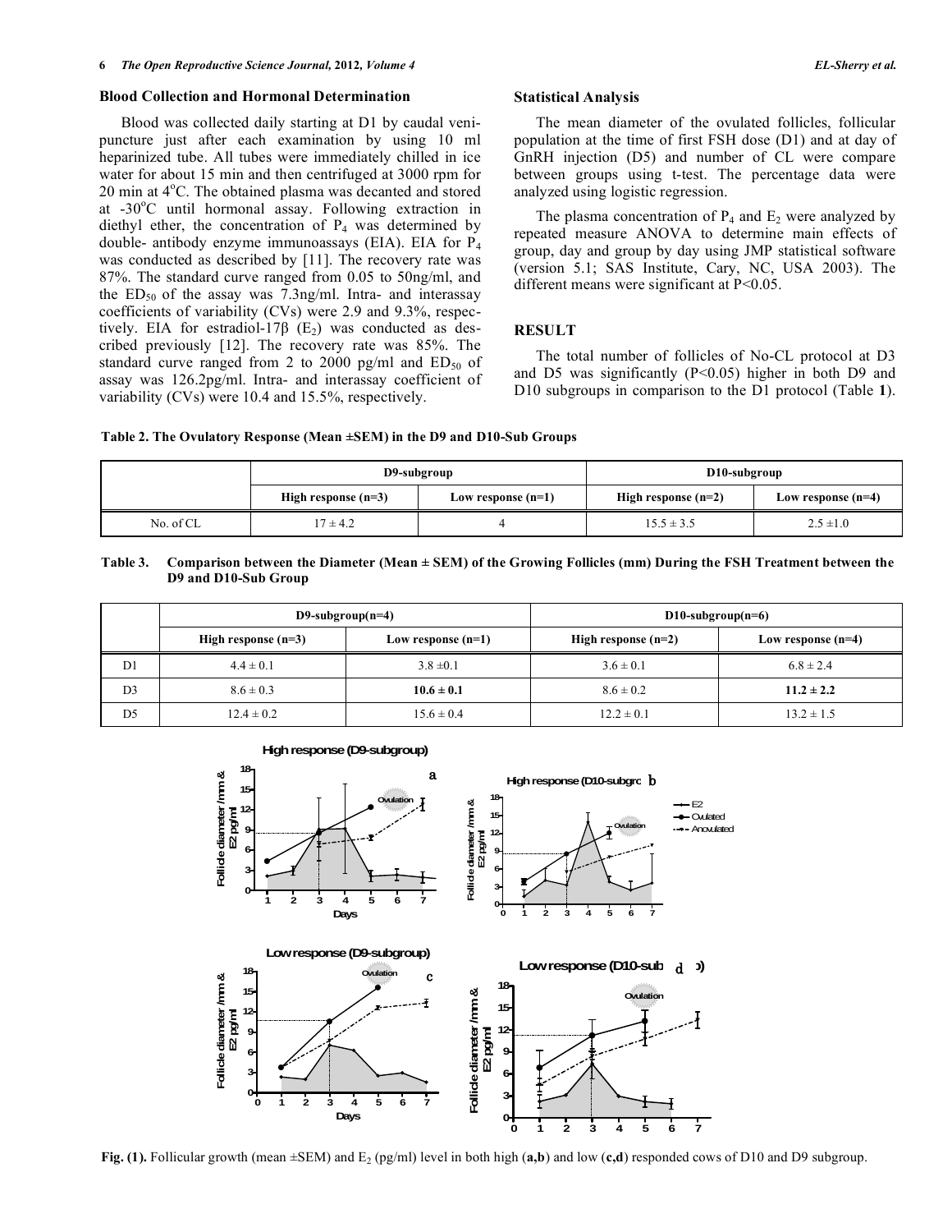### Blood Collection and Hormonal Determination

Blood was collected daily starting at D1 by caudal venipuncture just after each examination by using 10 ml heparinized tube. All tubes were immediately chilled in ice water for about 15 min and then centrifuged at 3000 rpm for 20 min at 4°C. The obtained plasma was decanted and stored at -30°C until hormonal assay. Following extraction in diethyl ether, the concentration of $P_4$ was determined by double- antibody enzyme immunoassays (EIA). EIA for $P_4$ was conducted as described by [11]. The recovery rate was 87%. The standard curve ranged from 0.05 to 50ng/ml, and the $ED_{50}$ of the assay was 7.3ng/ml. Intra- and interassay coefficients of variability (CVs) were 2.9 and 9.3%, respectively. EIA for estradiol-17β ($E_2$) was conducted as described previously [12]. The recovery rate was 85%. The standard curve ranged from 2 to 2000 pg/ml and $ED_{50}$ of assay was 126.2pg/ml. Intra- and interassay coefficient of variability (CVs) were 10.4 and 15.5%, respectively.

### Statistical Analysis

The mean diameter of the ovulated follicles, follicular population at the time of first FSH dose (D1) and at day of GnRH injection (D5) and number of CL were compare between groups using t-test. The percentage data were analyzed using logistic regression.

The plasma concentration of $P_4$ and $E_2$ were analyzed by repeated measure ANOVA to determine main effects of group, day and group by day using JMP statistical software (version 5.1; SAS Institute, Cary, NC, USA 2003). The different means were significant at $P<0.05$.

## RESULT

The total number of follicles of No-CL protocol at D3 and D5 was significantly ($P<0.05$) higher in both D9 and D10 subgroups in comparison to the D1 protocol (Table **1**).

**Table 2. The Ovulatory Response (Mean ±SEM) in the D9 and D10-Sub Groups**

| | D9-subgroup | | D10-subgroup | |
|---|---|---|---|---|
| | High response (n=3) | Low response (n=1) | High response (n=2) | Low response (n=4) |
| No. of CL | 17 ± 4.2 | 4 | 15.5 ± 3.5 | 2.5 ±1.0 |

**Table 3. Comparison between the Diameter (Mean ± SEM) of the Growing Follicles (mm) During the FSH Treatment between the D9 and D10-Sub Group**

| | D9-subgroup(n=4) | | D10-subgroup(n=6) | |
|---|---|---|---|---|
| | High response (n=3) | Low response (n=1) | High response (n=2) | Low response (n=4) |
| D1 | 4.4 ± 0.1 | 3.8 ±0.1 | 3.6 ± 0.1 | 6.8 ± 2.4 |
| D3 | 8.6 ± 0.3 | **10.6 ± 0.1** | 8.6 ± 0.2 | **11.2 ± 2.2** |
| D5 | 12.4 ± 0.2 | 15.6 ± 0.4 | 12.2 ± 0.1 | 13.2 ± 1.5 |

**Fig. (1).** Follicular growth (mean ±SEM) and $E_2$ (pg/ml) level in both high (**a,b**) and low (**c,d**) responded cows of D10 and D9 subgroup.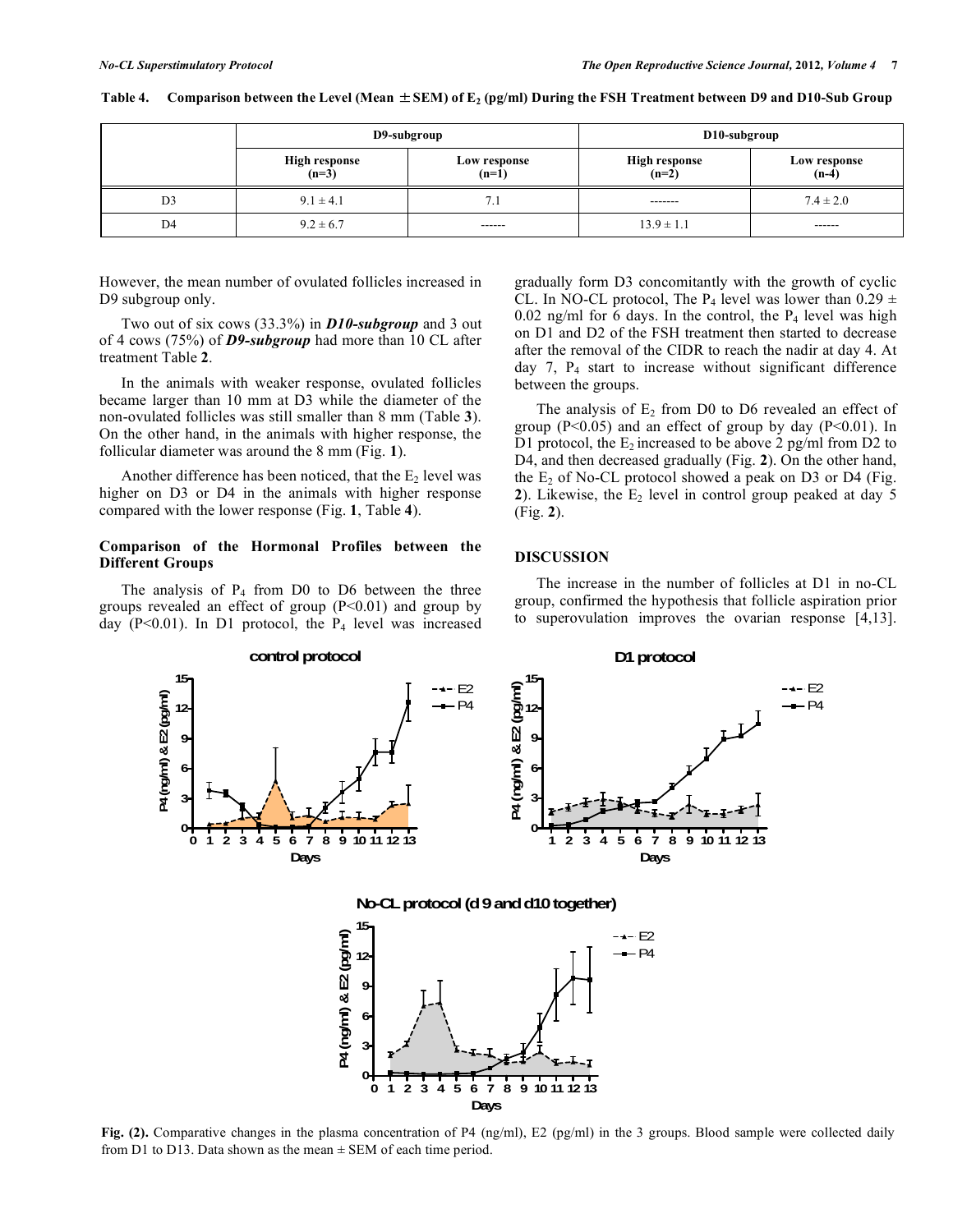**Table 4. Comparison between the Level (Mean ± SEM) of $E_2$ (pg/ml) During the FSH Treatment between D9 and D10-Sub Group**

| | D9-subgroup | | D10-subgroup | |
|---|---|---|---|---|
| | High response (n=3) | Low response (n=1) | High response (n=2) | Low response (n-4) |
| D3 | 9.1 ± 4.1 | 7.1 | ------- | 7.4 ± 2.0 |
| D4 | 9.2 ± 6.7 | ------ | 13.9 ± 1.1 | ------ |

However, the mean number of ovulated follicles increased in D9 subgroup only.

Two out of six cows (33.3%) in ***D10-subgroup*** and 3 out of 4 cows (75%) of ***D9-subgroup*** had more than 10 CL after treatment Table **2**.

In the animals with weaker response, ovulated follicles became larger than 10 mm at D3 while the diameter of the non-ovulated follicles was still smaller than 8 mm (Table **3**). On the other hand, in the animals with higher response, the follicular diameter was around the 8 mm (Fig. **1**).

Another difference has been noticed, that the $E_2$ level was higher on D3 or D4 in the animals with higher response compared with the lower response (Fig. **1**, Table **4**).

## Comparison of the Hormonal Profiles between the Different Groups

The analysis of $P_4$ from D0 to D6 between the three groups revealed an effect of group ($P<0.01$) and group by day ($P<0.01$). In D1 protocol, the $P_4$ level was increased gradually form D3 concomitantly with the growth of cyclic CL. In NO-CL protocol, The $P_4$ level was lower than $0.29 \pm 0.02$ ng/ml for 6 days. In the control, the $P_4$ level was high on D1 and D2 of the FSH treatment then started to decrease after the removal of the CIDR to reach the nadir at day 4. At day 7, $P_4$ start to increase without significant difference between the groups.

The analysis of $E_2$ from D0 to D6 revealed an effect of group ($P<0.05$) and an effect of group by day ($P<0.01$). In D1 protocol, the $E_2$ increased to be above 2 pg/ml from D2 to D4, and then decreased gradually (Fig. **2**). On the other hand, the $E_2$ of No-CL protocol showed a peak on D3 or D4 (Fig. **2**). Likewise, the $E_2$ level in control group peaked at day 5 (Fig. **2**).

## DISCUSSION

The increase in the number of follicles at D1 in no-CL group, confirmed the hypothesis that follicle aspiration prior to superovulation improves the ovarian response [4,13].

**Fig. (2).** Comparative changes in the plasma concentration of P4 (ng/ml), E2 (pg/ml) in the 3 groups. Blood sample were collected daily from D1 to D13. Data shown as the mean ± SEM of each time period.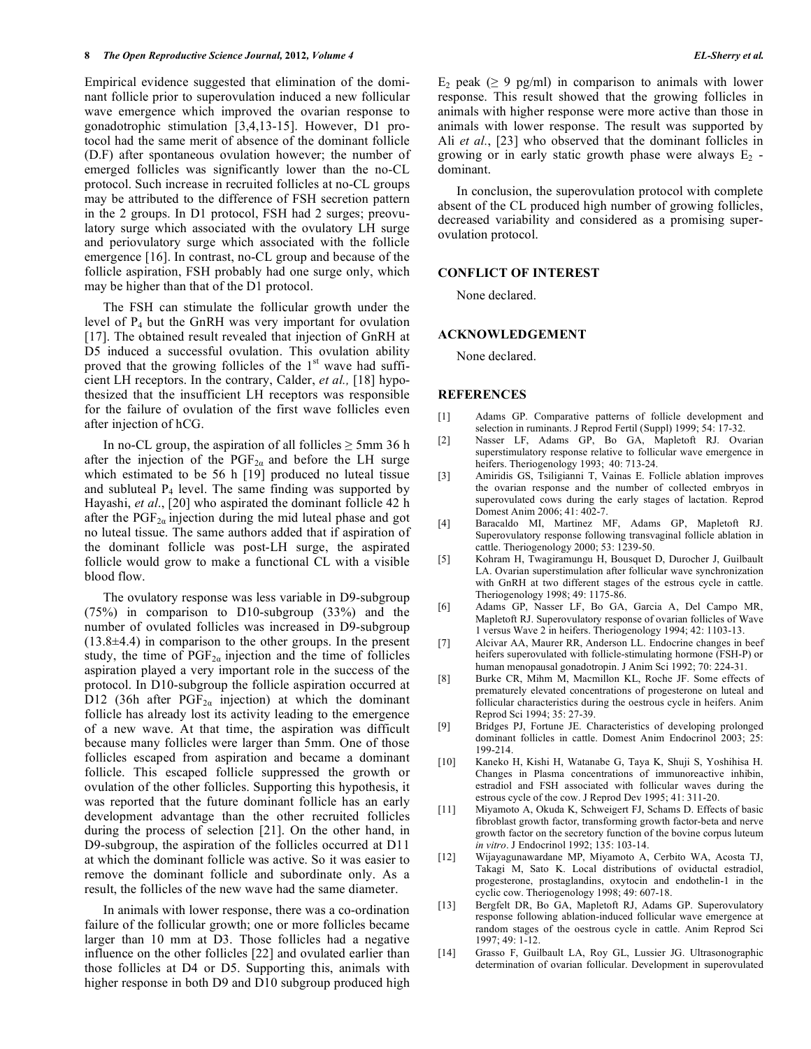Empirical evidence suggested that elimination of the dominant follicle prior to superovulation induced a new follicular wave emergence which improved the ovarian response to gonadotrophic stimulation [3,4,13-15]. However, D1 protocol had the same merit of absence of the dominant follicle (D.F) after spontaneous ovulation however; the number of emerged follicles was significantly lower than the no-CL protocol. Such increase in recruited follicles at no-CL groups may be attributed to the difference of FSH secretion pattern in the 2 groups. In D1 protocol, FSH had 2 surges; preovulatory surge which associated with the ovulatory LH surge and periovulatory surge which associated with the follicle emergence [16]. In contrast, no-CL group and because of the follicle aspiration, FSH probably had one surge only, which may be higher than that of the D1 protocol.

The FSH can stimulate the follicular growth under the level of $P_4$ but the GnRH was very important for ovulation [17]. The obtained result revealed that injection of GnRH at D5 induced a successful ovulation. This ovulation ability proved that the growing follicles of the 1st wave had sufficient LH receptors. In the contrary, Calder, *et al.,* [18] hypothesized that the insufficient LH receptors was responsible for the failure of ovulation of the first wave follicles even after injection of hCG.

In no-CL group, the aspiration of all follicles ≥ 5mm 36 h after the injection of the $PGF_{2\alpha}$ and before the LH surge which estimated to be 56 h [19] produced no luteal tissue and subluteal $P_4$ level. The same finding was supported by Hayashi, *et al*., [20] who aspirated the dominant follicle 42 h after the $PGF_{2\alpha}$ injection during the mid luteal phase and got no luteal tissue. The same authors added that if aspiration of the dominant follicle was post-LH surge, the aspirated follicle would grow to make a functional CL with a visible blood flow.

The ovulatory response was less variable in D9-subgroup (75%) in comparison to D10-subgroup (33%) and the number of ovulated follicles was increased in D9-subgroup (13.8±4.4) in comparison to the other groups. In the present study, the time of $PGF_{2\alpha}$ injection and the time of follicles aspiration played a very important role in the success of the protocol. In D10-subgroup the follicle aspiration occurred at D12 (36h after $PGF_{2\alpha}$ injection) at which the dominant follicle has already lost its activity leading to the emergence of a new wave. At that time, the aspiration was difficult because many follicles were larger than 5mm. One of those follicles escaped from aspiration and became a dominant follicle. This escaped follicle suppressed the growth or ovulation of the other follicles. Supporting this hypothesis, it was reported that the future dominant follicle has an early development advantage than the other recruited follicles during the process of selection [21]. On the other hand, in D9-subgroup, the aspiration of the follicles occurred at D11 at which the dominant follicle was active. So it was easier to remove the dominant follicle and subordinate only. As a result, the follicles of the new wave had the same diameter.

In animals with lower response, there was a co-ordination failure of the follicular growth; one or more follicles became larger than 10 mm at D3. Those follicles had a negative influence on the other follicles [22] and ovulated earlier than those follicles at D4 or D5. Supporting this, animals with higher response in both D9 and D10 subgroup produced high $E_2$ peak (≥ 9 pg/ml) in comparison to animals with lower response. This result showed that the growing follicles in animals with higher response were more active than those in animals with lower response. The result was supported by Ali *et al*., [23] who observed that the dominant follicles in growing or in early static growth phase were always $E_2$ -dominant.

In conclusion, the superovulation protocol with complete absent of the CL produced high number of growing follicles, decreased variability and considered as a promising superovulation protocol.

## CONFLICT OF INTEREST

None declared.

## ACKNOWLEDGEMENT

None declared.

## REFERENCES

[1] Adams GP. Comparative patterns of follicle development and selection in ruminants. J Reprod Fertil (Suppl) 1999; 54: 17-32.

[2] Nasser LF, Adams GP, Bo GA, Mapletoft RJ. Ovarian superstimulatory response relative to follicular wave emergence in heifers. Theriogenology 1993; 40: 713-24.

[3] Amiridis GS, Tsiligianni T, Vainas E. Follicle ablation improves the ovarian response and the number of collected embryos in superovulated cows during the early stages of lactation. Reprod Domest Anim 2006; 41: 402-7.

[4] Baracaldo MI, Martinez MF, Adams GP, Mapletoft RJ. Superovulatory response following transvaginal follicle ablation in cattle. Theriogenology 2000; 53: 1239-50.

[5] Kohram H, Twagiramungu H, Bousquet D, Durocher J, Guilbault LA. Ovarian superstimulation after follicular wave synchronization with GnRH at two different stages of the estrous cycle in cattle. Theriogenology 1998; 49: 1175-86.

[6] Adams GP, Nasser LF, Bo GA, Garcia A, Del Campo MR, Mapletoft RJ. Superovulatory response of ovarian follicles of Wave 1 versus Wave 2 in heifers. Theriogenology 1994; 42: 1103-13.

[7] Alcivar AA, Maurer RR, Anderson LL. Endocrine changes in beef heifers superovulated with follicle-stimulating hormone (FSH-P) or human menopausal gonadotropin. J Anim Sci 1992; 70: 224-31.

[8] Burke CR, Mihm M, Macmillon KL, Roche JF. Some effects of prematurely elevated concentrations of progesterone on luteal and follicular characteristics during the oestrous cycle in heifers. Anim Reprod Sci 1994; 35: 27-39.

[9] Bridges PJ, Fortune JE. Characteristics of developing prolonged dominant follicles in cattle. Domest Anim Endocrinol 2003; 25: 199-214.

[10] Kaneko H, Kishi H, Watanabe G, Taya K, Shuji S, Yoshihisa H. Changes in Plasma concentrations of immunoreactive inhibin, estradiol and FSH associated with follicular waves during the estrous cycle of the cow. J Reprod Dev 1995; 41: 311-20.

[11] Miyamoto A, Okuda K, Schweigert FJ, Schams D. Effects of basic fibroblast growth factor, transforming growth factor-beta and nerve growth factor on the secretory function of the bovine corpus luteum *in vitro*. J Endocrinol 1992; 135: 103-14.

[12] Wijayagunawardane MP, Miyamoto A, Cerbito WA, Acosta TJ, Takagi M, Sato K. Local distributions of oviductal estradiol, progesterone, prostaglandins, oxytocin and endothelin-1 in the cyclic cow. Theriogenology 1998; 49: 607-18.

[13] Bergfelt DR, Bo GA, Mapletoft RJ, Adams GP. Superovulatory response following ablation-induced follicular wave emergence at random stages of the oestrous cycle in cattle. Anim Reprod Sci 1997; 49: 1-12.

[14] Grasso F, Guilbault LA, Roy GL, Lussier JG. Ultrasonographic determination of ovarian follicular. Development in superovulated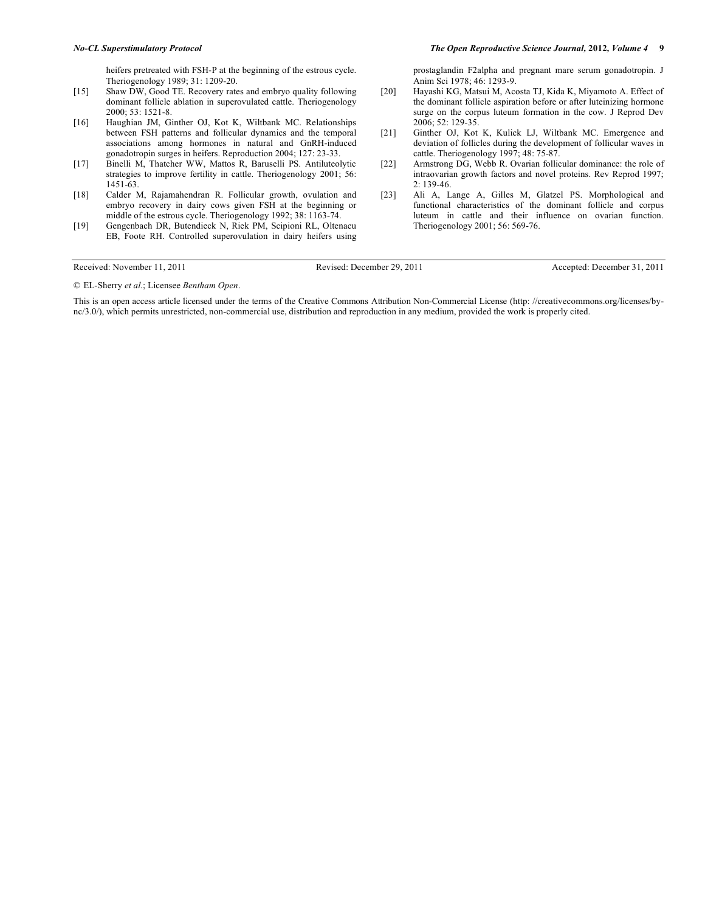heifers pretreated with FSH-P at the beginning of the estrous cycle. Theriogenology 1989; 31: 1209-20.

[15] Shaw DW, Good TE. Recovery rates and embryo quality following dominant follicle ablation in superovulated cattle. Theriogenology 2000; 53: 1521-8.

[16] Haughian JM, Ginther OJ, Kot K, Wiltbank MC. Relationships between FSH patterns and follicular dynamics and the temporal associations among hormones in natural and GnRH-induced gonadotropin surges in heifers. Reproduction 2004; 127: 23-33.

[17] Binelli M, Thatcher WW, Mattos R, Baruselli PS. Antiluteolytic strategies to improve fertility in cattle. Theriogenology 2001; 56: 1451-63.

[18] Calder M, Rajamahendran R. Follicular growth, ovulation and embryo recovery in dairy cows given FSH at the beginning or middle of the estrous cycle. Theriogenology 1992; 38: 1163-74.

[19] Gengenbach DR, Butendieck N, Riek PM, Scipioni RL, Oltenacu EB, Foote RH. Controlled superovulation in dairy heifers using prostaglandin F2alpha and pregnant mare serum gonadotropin. J Anim Sci 1978; 46: 1293-9.

[20] Hayashi KG, Matsui M, Acosta TJ, Kida K, Miyamoto A. Effect of the dominant follicle aspiration before or after luteinizing hormone surge on the corpus luteum formation in the cow. J Reprod Dev 2006; 52: 129-35.

[21] Ginther OJ, Kot K, Kulick LJ, Wiltbank MC. Emergence and deviation of follicles during the development of follicular waves in cattle. Theriogenology 1997; 48: 75-87.

[22] Armstrong DG, Webb R. Ovarian follicular dominance: the role of intraovarian growth factors and novel proteins. Rev Reprod 1997; 2: 139-46.

[23] Ali A, Lange A, Gilles M, Glatzel PS. Morphological and functional characteristics of the dominant follicle and corpus luteum in cattle and their influence on ovarian function. Theriogenology 2001; 56: 569-76.

Received: November 11, 2011 Revised: December 29, 2011 Accepted: December 31, 2011

© EL-Sherry *et al*.; Licensee *Bentham Open*.

This is an open access article licensed under the terms of the Creative Commons Attribution Non-Commercial License (http: //creativecommons.org/licenses/by-nc/3.0/), which permits unrestricted, non-commercial use, distribution and reproduction in any medium, provided the work is properly cited.